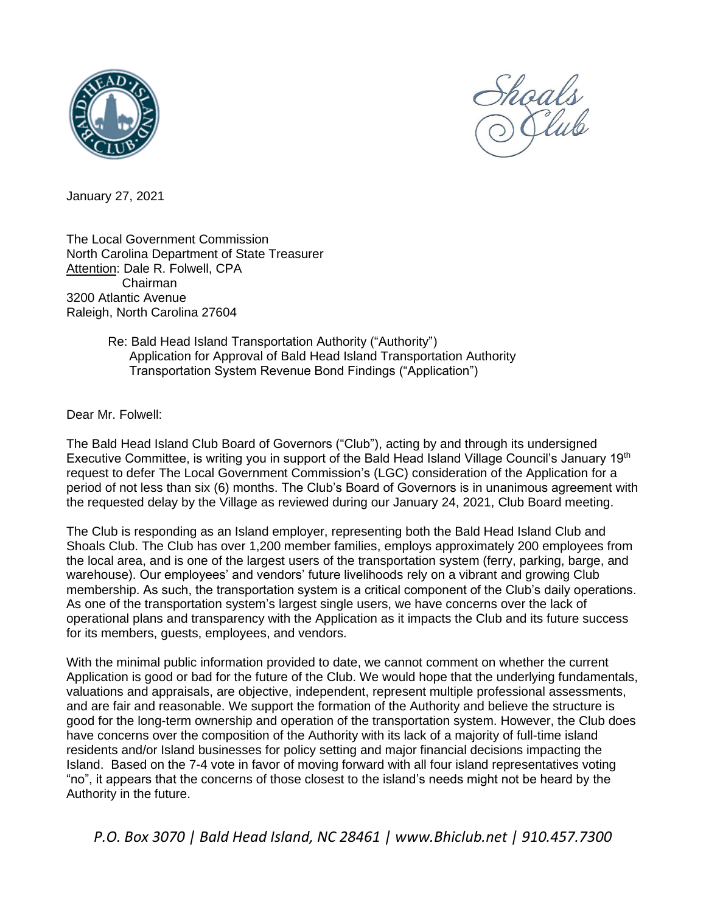January 27, 2021

The Local Government Commission
North Carolina Department of State Treasurer
Attention: Dale R. Folwell, CPA
Chairman
3200 Atlantic Avenue
Raleigh, North Carolina 27604

Re: Bald Head Island Transportation Authority ("Authority")
Application for Approval of Bald Head Island Transportation Authority
Transportation System Revenue Bond Findings ("Application")

Dear Mr. Folwell:

The Bald Head Island Club Board of Governors ("Club"), acting by and through its undersigned Executive Committee, is writing you in support of the Bald Head Island Village Council's January 19th request to defer The Local Government Commission's (LGC) consideration of the Application for a period of not less than six (6) months. The Club's Board of Governors is in unanimous agreement with the requested delay by the Village as reviewed during our January 24, 2021, Club Board meeting.

The Club is responding as an Island employer, representing both the Bald Head Island Club and Shoals Club. The Club has over 1,200 member families, employs approximately 200 employees from the local area, and is one of the largest users of the transportation system (ferry, parking, barge, and warehouse). Our employees' and vendors' future livelihoods rely on a vibrant and growing Club membership. As such, the transportation system is a critical component of the Club's daily operations. As one of the transportation system's largest single users, we have concerns over the lack of operational plans and transparency with the Application as it impacts the Club and its future success for its members, guests, employees, and vendors.

With the minimal public information provided to date, we cannot comment on whether the current Application is good or bad for the future of the Club. We would hope that the underlying fundamentals, valuations and appraisals, are objective, independent, represent multiple professional assessments, and are fair and reasonable. We support the formation of the Authority and believe the structure is good for the long-term ownership and operation of the transportation system. However, the Club does have concerns over the composition of the Authority with its lack of a majority of full-time island residents and/or Island businesses for policy setting and major financial decisions impacting the Island. Based on the 7-4 vote in favor of moving forward with all four island representatives voting "no", it appears that the concerns of those closest to the island's needs might not be heard by the Authority in the future.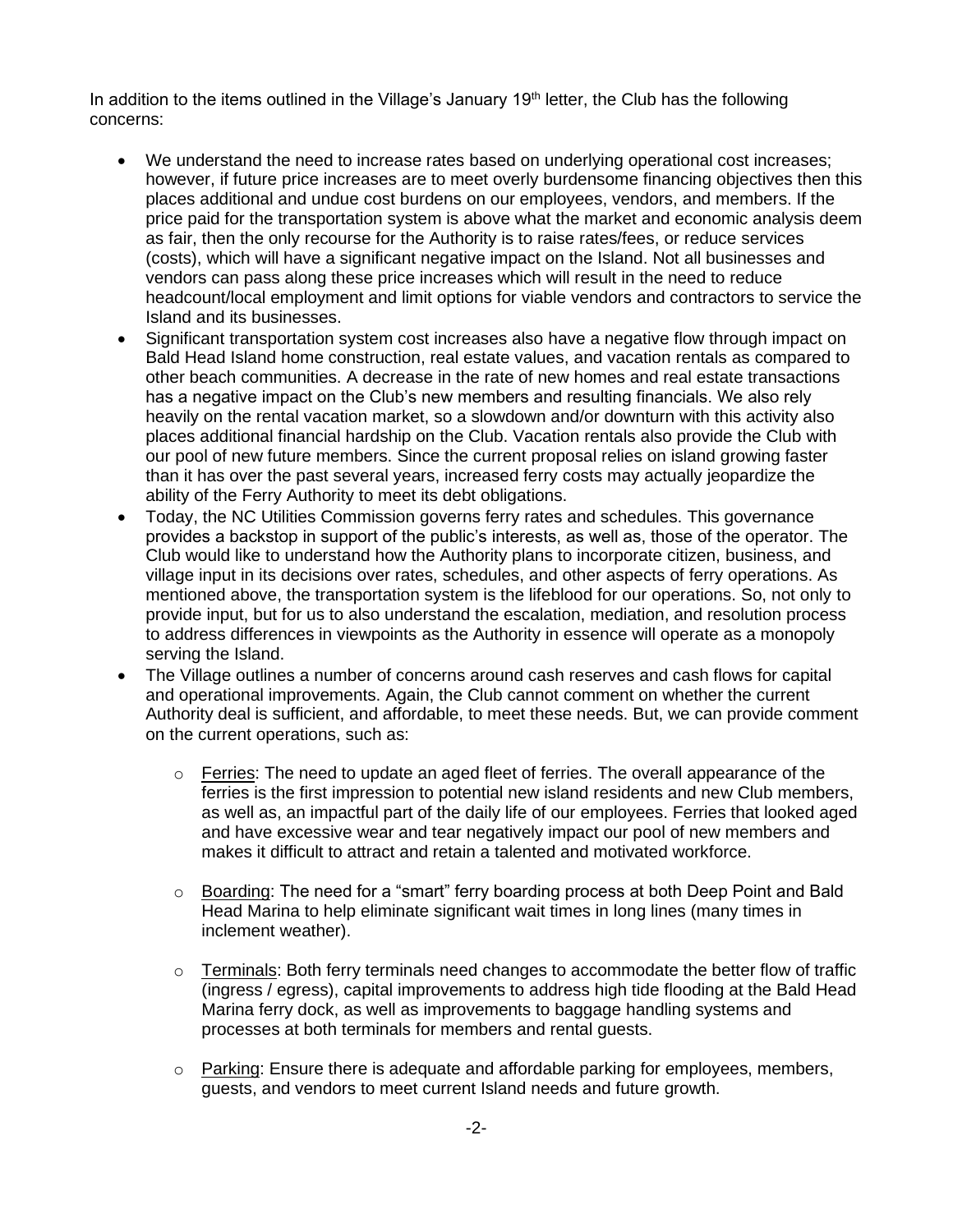In addition to the items outlined in the Village's January 19th letter, the Club has the following concerns:

- We understand the need to increase rates based on underlying operational cost increases; however, if future price increases are to meet overly burdensome financing objectives then this places additional and undue cost burdens on our employees, vendors, and members. If the price paid for the transportation system is above what the market and economic analysis deem as fair, then the only recourse for the Authority is to raise rates/fees, or reduce services (costs), which will have a significant negative impact on the Island. Not all businesses and vendors can pass along these price increases which will result in the need to reduce headcount/local employment and limit options for viable vendors and contractors to service the Island and its businesses.
- Significant transportation system cost increases also have a negative flow through impact on Bald Head Island home construction, real estate values, and vacation rentals as compared to other beach communities. A decrease in the rate of new homes and real estate transactions has a negative impact on the Club's new members and resulting financials. We also rely heavily on the rental vacation market, so a slowdown and/or downturn with this activity also places additional financial hardship on the Club. Vacation rentals also provide the Club with our pool of new future members. Since the current proposal relies on island growing faster than it has over the past several years, increased ferry costs may actually jeopardize the ability of the Ferry Authority to meet its debt obligations.
- Today, the NC Utilities Commission governs ferry rates and schedules. This governance provides a backstop in support of the public's interests, as well as, those of the operator. The Club would like to understand how the Authority plans to incorporate citizen, business, and village input in its decisions over rates, schedules, and other aspects of ferry operations. As mentioned above, the transportation system is the lifeblood for our operations. So, not only to provide input, but for us to also understand the escalation, mediation, and resolution process to address differences in viewpoints as the Authority in essence will operate as a monopoly serving the Island.
- The Village outlines a number of concerns around cash reserves and cash flows for capital and operational improvements. Again, the Club cannot comment on whether the current Authority deal is sufficient, and affordable, to meet these needs. But, we can provide comment on the current operations, such as:

    - Ferries: The need to update an aged fleet of ferries. The overall appearance of the ferries is the first impression to potential new island residents and new Club members, as well as, an impactful part of the daily life of our employees. Ferries that looked aged and have excessive wear and tear negatively impact our pool of new members and makes it difficult to attract and retain a talented and motivated workforce.

    - Boarding: The need for a "smart" ferry boarding process at both Deep Point and Bald Head Marina to help eliminate significant wait times in long lines (many times in inclement weather).

    - Terminals: Both ferry terminals need changes to accommodate the better flow of traffic (ingress / egress), capital improvements to address high tide flooding at the Bald Head Marina ferry dock, as well as improvements to baggage handling systems and processes at both terminals for members and rental guests.

    - Parking: Ensure there is adequate and affordable parking for employees, members, guests, and vendors to meet current Island needs and future growth.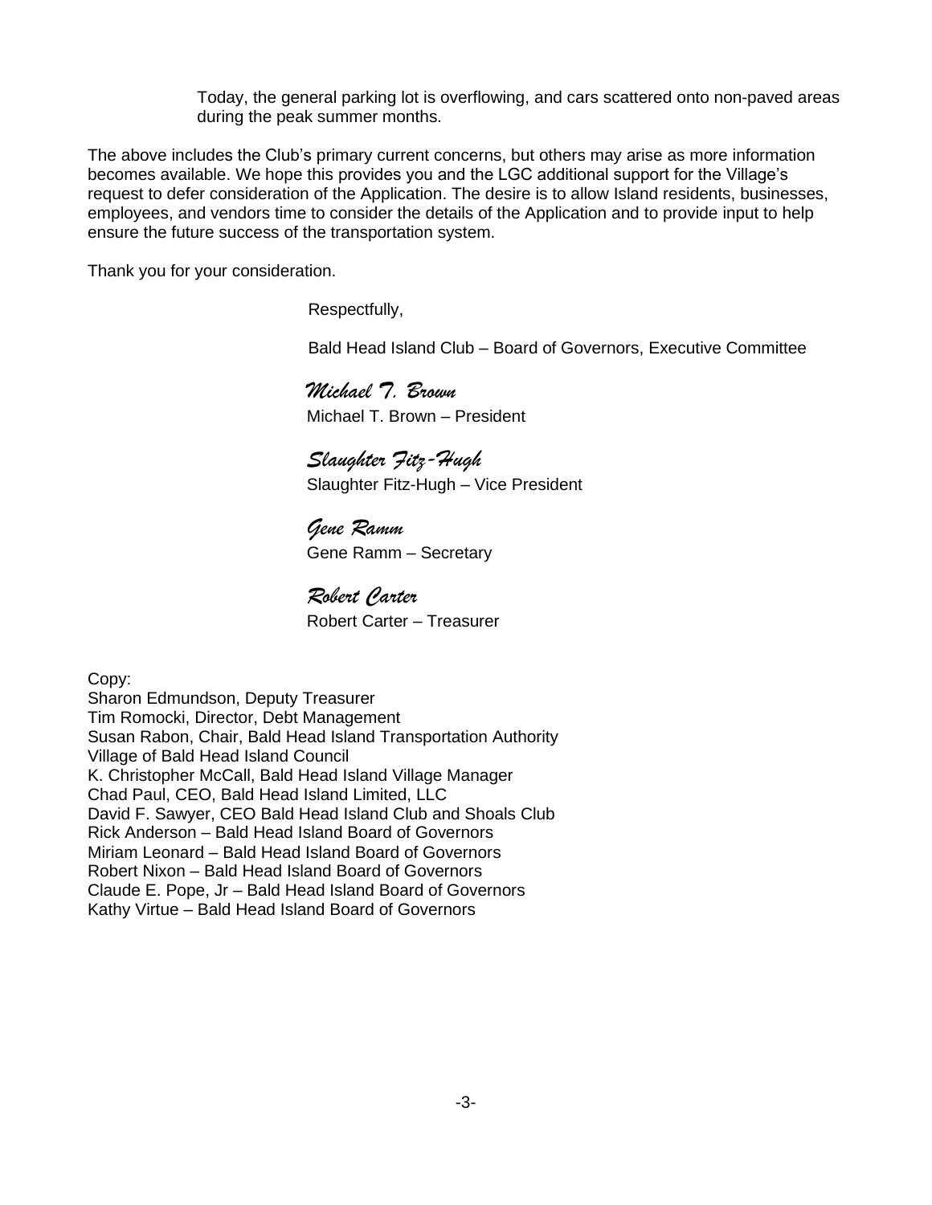Today, the general parking lot is overflowing, and cars scattered onto non-paved areas during the peak summer months.

The above includes the Club's primary current concerns, but others may arise as more information becomes available. We hope this provides you and the LGC additional support for the Village's request to defer consideration of the Application. The desire is to allow Island residents, businesses, employees, and vendors time to consider the details of the Application and to provide input to help ensure the future success of the transportation system.

Thank you for your consideration.

Respectfully,

Bald Head Island Club – Board of Governors, Executive Committee

*Michael T. Brown*
Michael T. Brown – President

*Slaughter Fitz-Hugh*
Slaughter Fitz-Hugh – Vice President

*Gene Ramm*
Gene Ramm – Secretary

*Robert Carter*
Robert Carter – Treasurer

Copy:
Sharon Edmundson, Deputy Treasurer
Tim Romocki, Director, Debt Management
Susan Rabon, Chair, Bald Head Island Transportation Authority
Village of Bald Head Island Council
K. Christopher McCall, Bald Head Island Village Manager
Chad Paul, CEO, Bald Head Island Limited, LLC
David F. Sawyer, CEO Bald Head Island Club and Shoals Club
Rick Anderson – Bald Head Island Board of Governors
Miriam Leonard – Bald Head Island Board of Governors
Robert Nixon – Bald Head Island Board of Governors
Claude E. Pope, Jr – Bald Head Island Board of Governors
Kathy Virtue – Bald Head Island Board of Governors